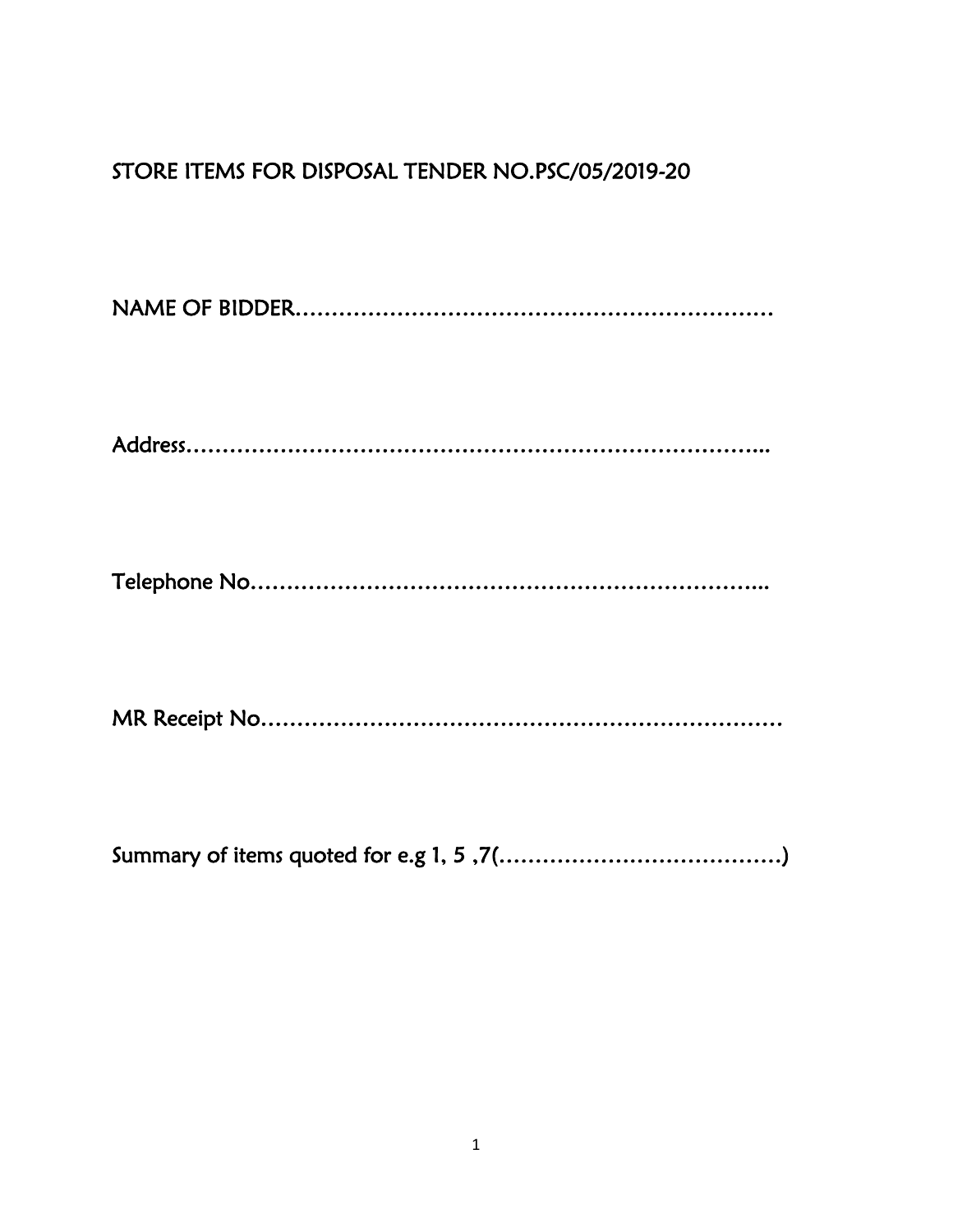## STORE ITEMS FOR DISPOSAL TENDER NO.PSC/05/2019-20

NAME OF BIDDER…………………………………………………………

Address………………………………………………………………...

Telephone No………………………………………………………...

MR Receipt No…………………………………………………………

Summary of items quoted for e.g 1, 5 ,7(…………………………………)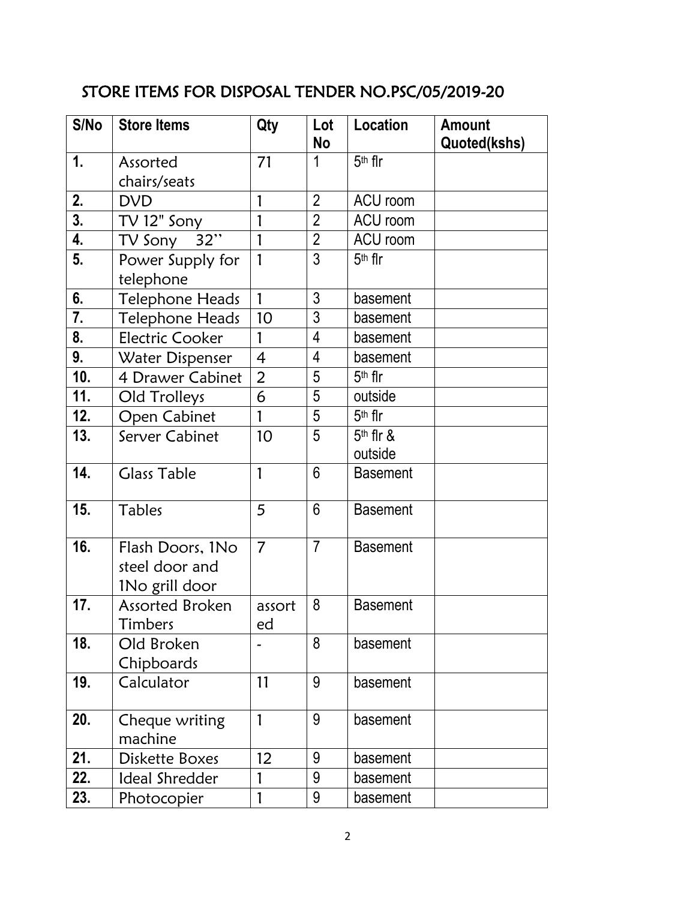## STORE ITEMS FOR DISPOSAL TENDER NO.PSC/05/2019-20

| S/No | Store Items | Qty | Lot No | Location | Amount Quoted(kshs) |
|---|---|---|---|---|---|
| 1. | Assorted chairs/seats | 71 | 1 | 5th flr | |
| 2. | DVD | 1 | 2 | ACU room | |
| 3. | TV 12" Sony | 1 | 2 | ACU room | |
| 4. | TV Sony 32" | 1 | 2 | ACU room | |
| 5. | Power Supply for telephone | 1 | 3 | 5th flr | |
| 6. | Telephone Heads | 1 | 3 | basement | |
| 7. | Telephone Heads | 10 | 3 | basement | |
| 8. | Electric Cooker | 1 | 4 | basement | |
| 9. | Water Dispenser | 4 | 4 | basement | |
| 10. | 4 Drawer Cabinet | 2 | 5 | 5th flr | |
| 11. | Old Trolleys | 6 | 5 | outside | |
| 12. | Open Cabinet | 1 | 5 | 5th flr | |
| 13. | Server Cabinet | 10 | 5 | 5th flr & outside | |
| 14. | Glass Table | 1 | 6 | Basement | |
| 15. | Tables | 5 | 6 | Basement | |
| 16. | Flash Doors, 1No steel door and 1No grill door | 7 | 7 | Basement | |
| 17. | Assorted Broken Timbers | assorted | 8 | Basement | |
| 18. | Old Broken Chipboards | - | 8 | basement | |
| 19. | Calculator | 11 | 9 | basement | |
| 20. | Cheque writing machine | 1 | 9 | basement | |
| 21. | Diskette Boxes | 12 | 9 | basement | |
| 22. | Ideal Shredder | 1 | 9 | basement | |
| 23. | Photocopier | 1 | 9 | basement | |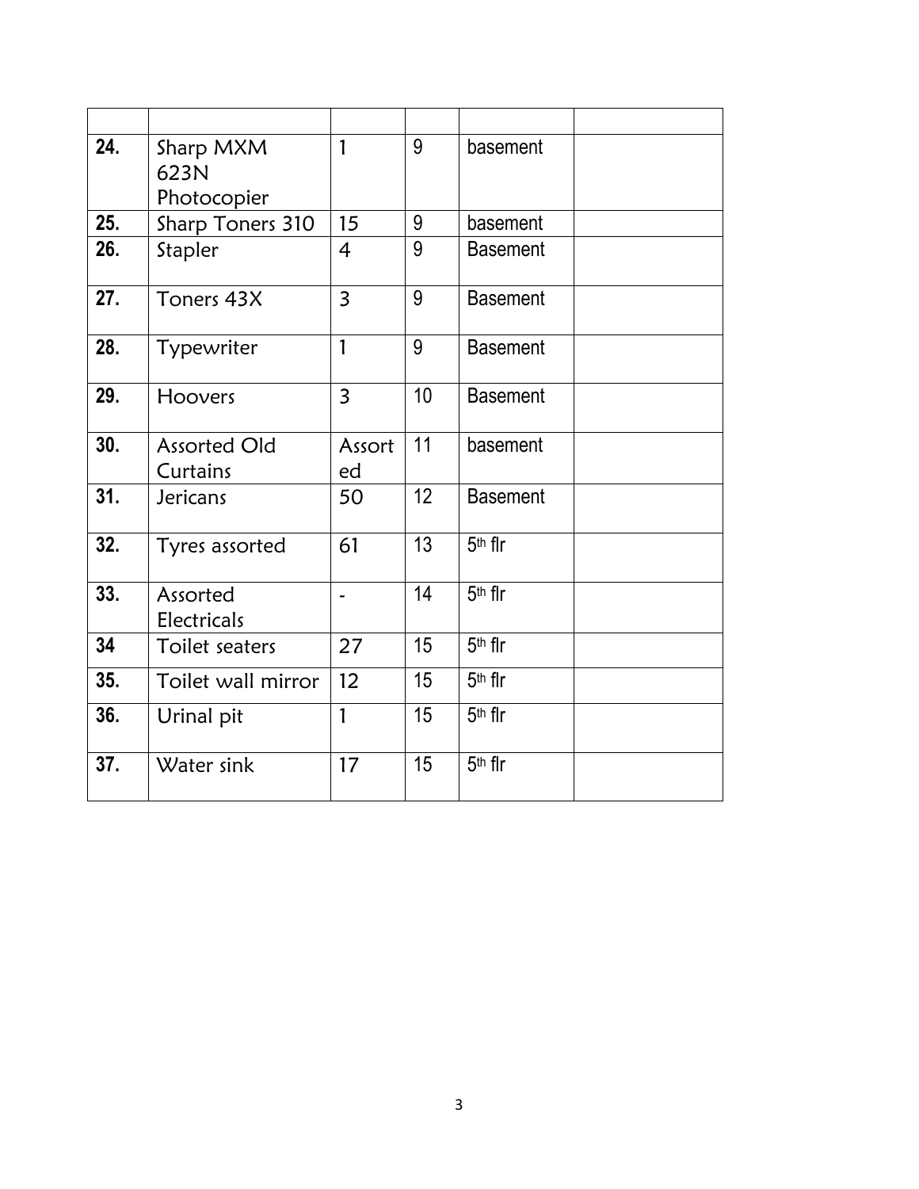| | | | | | |
|---|---|---|---|---|---|
| **24.** | Sharp MXM 623N Photocopier | 1 | 9 | basement | |
| **25.** | Sharp Toners 310 | 15 | 9 | basement | |
| **26.** | Stapler | 4 | 9 | Basement | |
| **27.** | Toners 43X | 3 | 9 | Basement | |
| **28.** | Typewriter | 1 | 9 | Basement | |
| **29.** | Hoovers | 3 | 10 | Basement | |
| **30.** | Assorted Old Curtains | Assorted | 11 | basement | |
| **31.** | Jericans | 50 | 12 | Basement | |
| **32.** | Tyres assorted | 61 | 13 | 5th flr | |
| **33.** | Assorted Electricals | - | 14 | 5th flr | |
| **34** | Toilet seaters | 27 | 15 | 5th flr | |
| **35.** | Toilet wall mirror | 12 | 15 | 5th flr | |
| **36.** | Urinal pit | 1 | 15 | 5th flr | |
| **37.** | Water sink | 17 | 15 | 5th flr | |